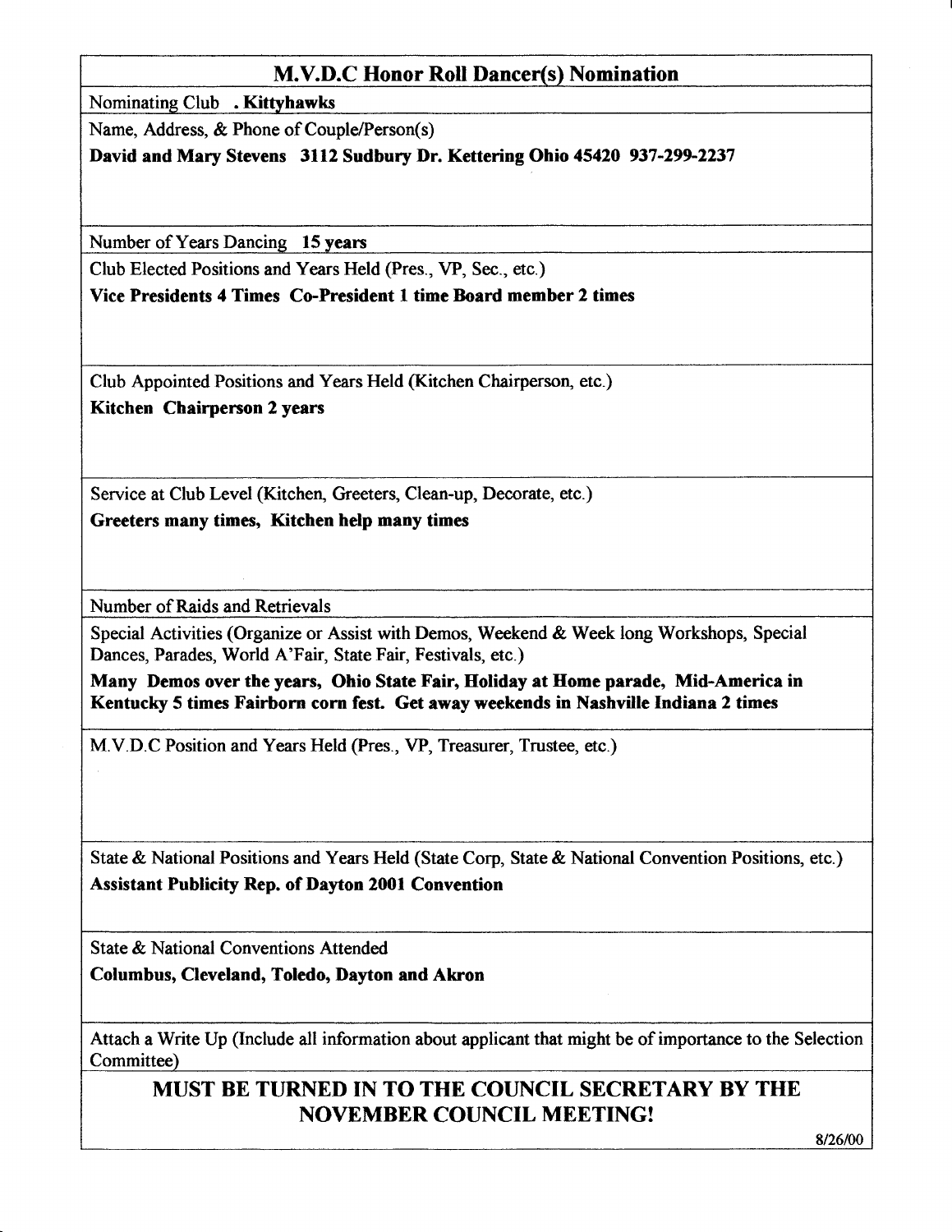# M.V.D.C Honor Roll Dancer(s) Nomination

Nominating Club **. Kittyhawks**

Name, Address, & Phone of Couple/Person(s)

**David and Mary Stevens 3112 Sudbury Dr. Kettering Ohio 45420 937-299-2237**

Number of Years Dancing **15 years**

Club Elected Positions and Years Held (Pres., VP, Sec., etc.)

**Vice Presidents 4 Times Co-President 1 time Board member 2 times**

Club Appointed Positions and Years Held (Kitchen Chairperson, etc.)

**Kitchen Chairperson 2 years**

Service at Club Level (Kitchen, Greeters, Clean-up, Decorate, etc.)

**Greeters many times, Kitchen help many times**

Number of Raids and Retrievals

Special Activities (Organize or Assist with Demos, Weekend & Week long Workshops, Special Dances, Parades, World A'Fair, State Fair, Festivals, etc.)

**Many Demos over the years, Ohio State Fair, Holiday at Home parade, Mid-America in Kentucky 5 times Fairborn corn fest. Get away weekends in Nashville Indiana 2 times**

M.V.D.C Position and Years Held (Pres., VP, Treasurer, Trustee, etc.)

State & National Positions and Years Held (State Corp, State & National Convention Positions, etc.)

**Assistant Publicity Rep. of Dayton 2001 Convention**

State & National Conventions Attended

**Columbus, Cleveland, Toledo, Dayton and Akron**

Attach a Write Up (Include all information about applicant that might be of importance to the Selection Committee)

**MUST BE TURNED IN TO THE COUNCIL SECRETARY BY THE NOVEMBER COUNCIL MEETING!**

8/26/00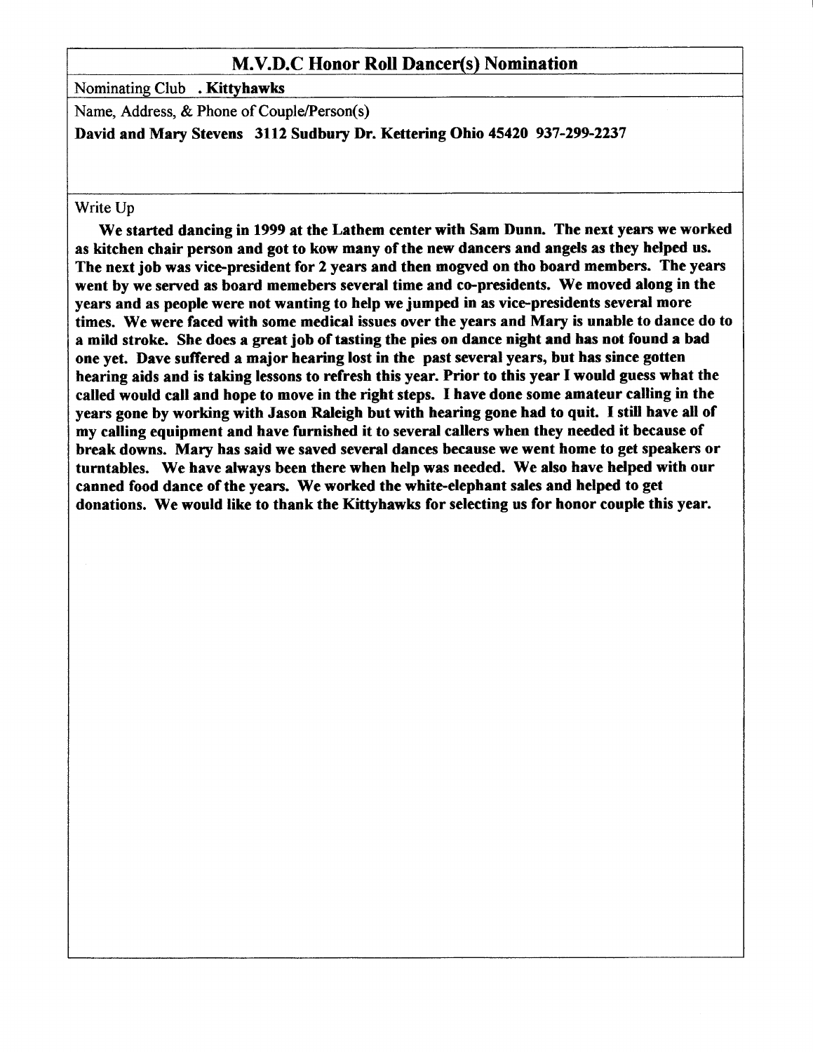## M.V.D.C Honor Roll Dancer(s) Nomination

Nominating Club . **Kittyhawks**

Name, Address, & Phone of Couple/Person(s)

**David and Mary Stevens 3112 Sudbury Dr. Kettering Ohio 45420 937-299-2237**

Write Up

**We started dancing in 1999 at the Lathem center with Sam Dunn. The next years we worked as kitchen chair person and got to kow many of the new dancers and angels as they helped us. The next job was vice-president for 2 years and then mogved on tho board members. The years went by we served as board memebers several time and co-presidents. We moved along in the years and as people were not wanting to help we jumped in as vice-presidents several more times. We were faced with some medical issues over the years and Mary is unable to dance do to a mild stroke. She does a great job of tasting the pies on dance night and has not found a bad one yet. Dave suffered a major hearing lost in the past several years, but has since gotten hearing aids and is taking lessons to refresh this year. Prior to this year I would guess what the called would call and hope to move in the right steps. I have done some amateur calling in the years gone by working with Jason Raleigh but with hearing gone had to quit. I still have all of my calling equipment and have furnished it to several callers when they needed it because of break downs. Mary has said we saved several dances because we went home to get speakers or turntables. We have always been there when help was needed. We also have helped with our canned food dance of the years. We worked the white-elephant sales and helped to get donations. We would like to thank the Kittyhawks for selecting us for honor couple this year.**